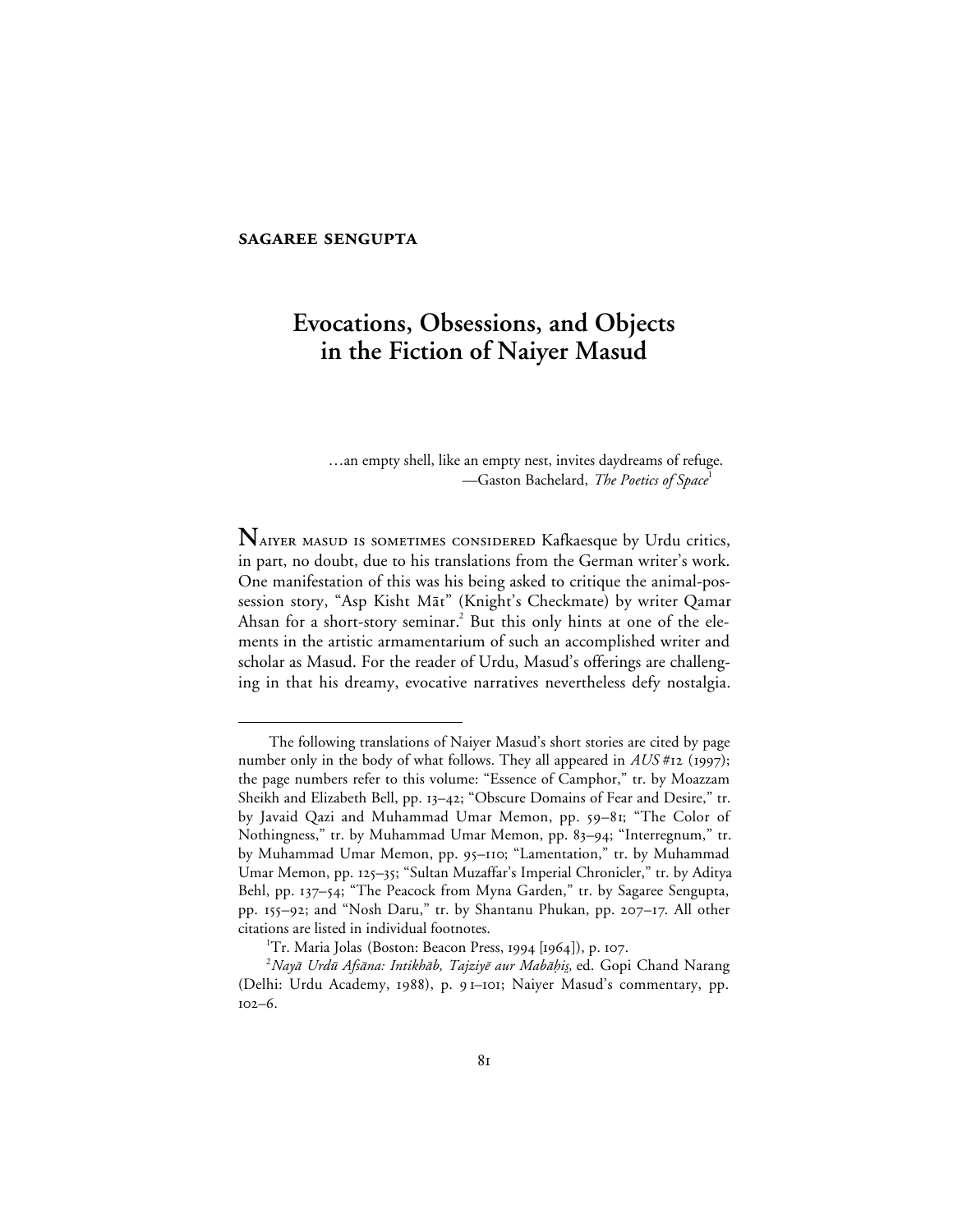**SAGAREE SENGUPTA**

# Evocations, Obsessions, and Objects in the Fiction of Naiyer Masud

> …an empty shell, like an empty nest, invites daydreams of refuge.
> —Gaston Bachelard, *The Poetics of Space*[1]

NAIYER MASUD IS SOMETIMES CONSIDERED Kafkaesque by Urdu critics, in part, no doubt, due to his translations from the German writer's work. One manifestation of this was his being asked to critique the animal-possession story, "Asp Kisht Māt" (Knight's Checkmate) by writer Qamar Ahsan for a short-story seminar.[2] But this only hints at one of the elements in the artistic armamentarium of such an accomplished writer and scholar as Masud. For the reader of Urdu, Masud's offerings are challenging in that his dreamy, evocative narratives nevertheless defy nostalgia.

---

The following translations of Naiyer Masud's short stories are cited by page number only in the body of what follows. They all appeared in *AUS* #12 (1997); the page numbers refer to this volume: "Essence of Camphor," tr. by Moazzam Sheikh and Elizabeth Bell, pp. 13–42; "Obscure Domains of Fear and Desire," tr. by Javaid Qazi and Muhammad Umar Memon, pp. 59–81; "The Color of Nothingness," tr. by Muhammad Umar Memon, pp. 83–94; "Interregnum," tr. by Muhammad Umar Memon, pp. 95–110; "Lamentation," tr. by Muhammad Umar Memon, pp. 125–35; "Sultan Muzaffar's Imperial Chronicler," tr. by Aditya Behl, pp. 137–54; "The Peacock from Myna Garden," tr. by Sagaree Sengupta, pp. 155–92; and "Nosh Daru," tr. by Shantanu Phukan, pp. 207–17. All other citations are listed in individual footnotes.

[1] Tr. Maria Jolas (Boston: Beacon Press, 1994 [1964]), p. 107.

[2] *Nayā Urdū Afsāna: Intikhāb, Tajziyē aur Mabāḥis̤,* ed. Gopi Chand Narang (Delhi: Urdu Academy, 1988), p. 91–101; Naiyer Masud's commentary, pp. 102–6.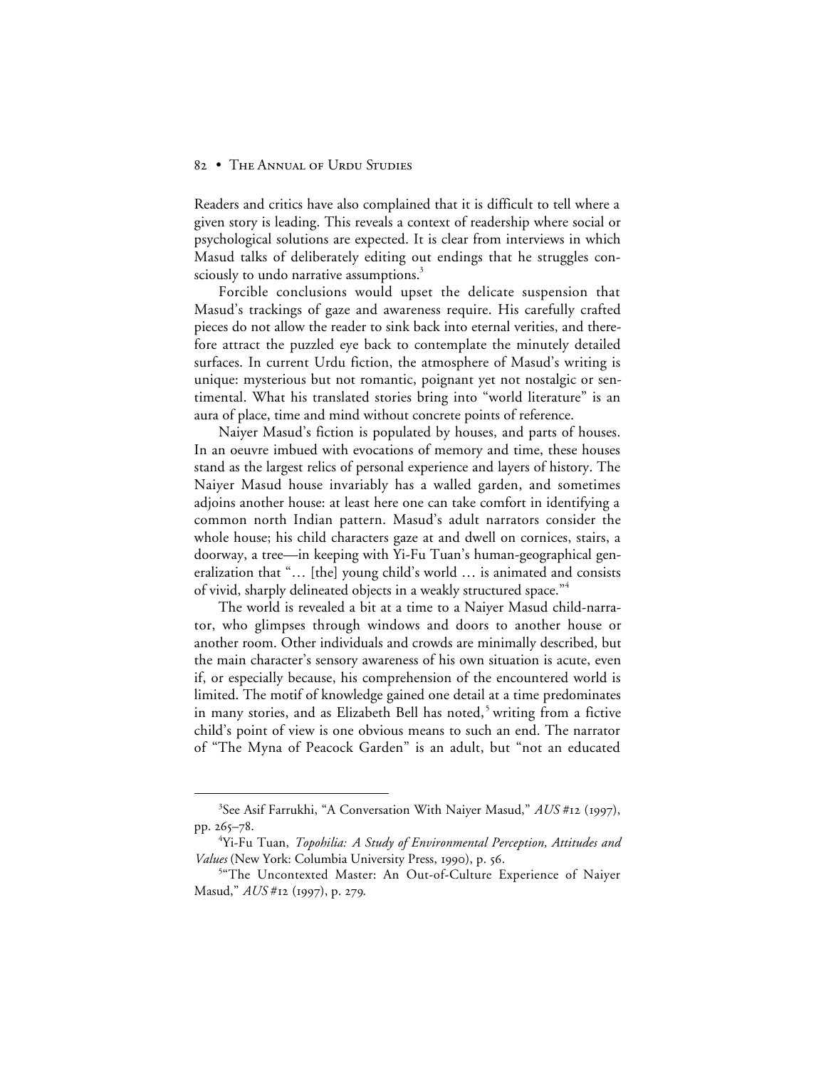Readers and critics have also complained that it is difficult to tell where a given story is leading. This reveals a context of readership where social or psychological solutions are expected. It is clear from interviews in which Masud talks of deliberately editing out endings that he struggles consciously to undo narrative assumptions.[3]

Forcible conclusions would upset the delicate suspension that Masud's trackings of gaze and awareness require. His carefully crafted pieces do not allow the reader to sink back into eternal verities, and therefore attract the puzzled eye back to contemplate the minutely detailed surfaces. In current Urdu fiction, the atmosphere of Masud's writing is unique: mysterious but not romantic, poignant yet not nostalgic or sentimental. What his translated stories bring into "world literature" is an aura of place, time and mind without concrete points of reference.

Naiyer Masud's fiction is populated by houses, and parts of houses. In an oeuvre imbued with evocations of memory and time, these houses stand as the largest relics of personal experience and layers of history. The Naiyer Masud house invariably has a walled garden, and sometimes adjoins another house: at least here one can take comfort in identifying a common north Indian pattern. Masud's adult narrators consider the whole house; his child characters gaze at and dwell on cornices, stairs, a doorway, a tree—in keeping with Yi-Fu Tuan's human-geographical generalization that "… [the] young child's world … is animated and consists of vivid, sharply delineated objects in a weakly structured space."[4]

The world is revealed a bit at a time to a Naiyer Masud child-narrator, who glimpses through windows and doors to another house or another room. Other individuals and crowds are minimally described, but the main character's sensory awareness of his own situation is acute, even if, or especially because, his comprehension of the encountered world is limited. The motif of knowledge gained one detail at a time predominates in many stories, and as Elizabeth Bell has noted,[5] writing from a fictive child's point of view is one obvious means to such an end. The narrator of "The Myna of Peacock Garden" is an adult, but "not an educated

---

[3]See Asif Farrukhi, "A Conversation With Naiyer Masud," *AUS* #12 (1997), pp. 265–78.

[4]Yi-Fu Tuan, *Topohilia: A Study of Environmental Perception, Attitudes and Values* (New York: Columbia University Press, 1990), p. 56.

[5]"The Uncontexted Master: An Out-of-Culture Experience of Naiyer Masud," *AUS* #12 (1997), p. 279.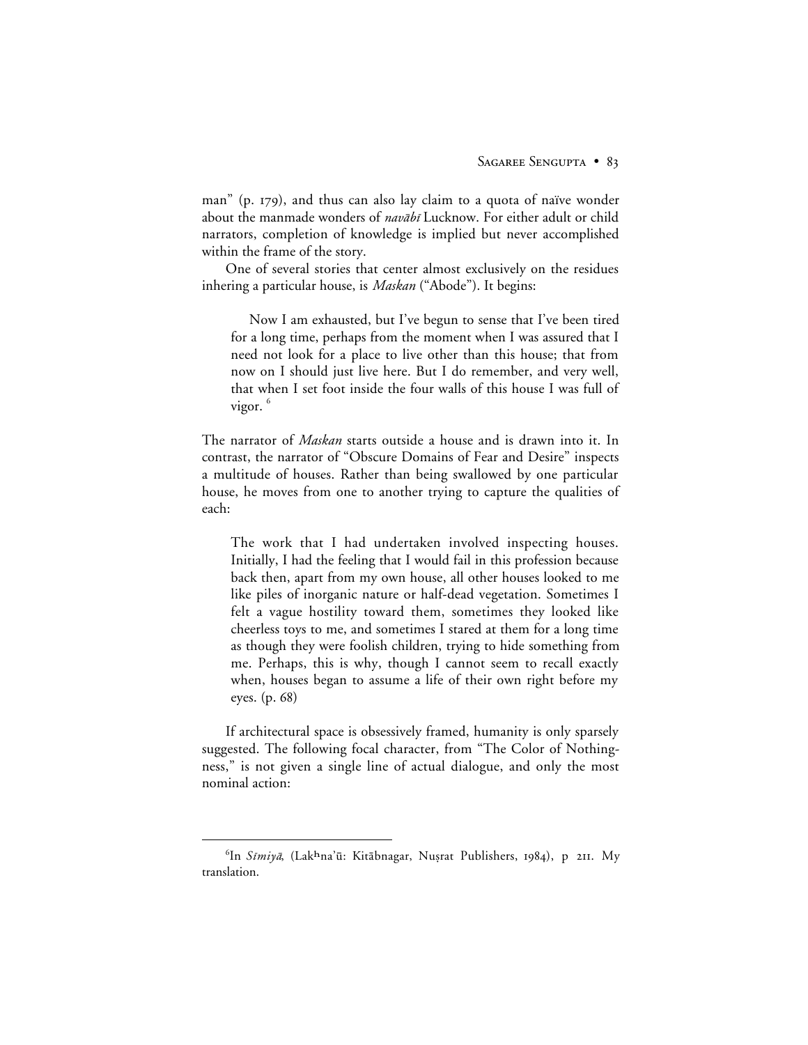man" (p. 179), and thus can also lay claim to a quota of naïve wonder about the manmade wonders of *navābī* Lucknow. For either adult or child narrators, completion of knowledge is implied but never accomplished within the frame of the story.

One of several stories that center almost exclusively on the residues inhering a particular house, is *Maskan* ("Abode"). It begins:

> Now I am exhausted, but I've begun to sense that I've been tired for a long time, perhaps from the moment when I was assured that I need not look for a place to live other than this house; that from now on I should just live here. But I do remember, and very well, that when I set foot inside the four walls of this house I was full of vigor. [6]

The narrator of *Maskan* starts outside a house and is drawn into it. In contrast, the narrator of "Obscure Domains of Fear and Desire" inspects a multitude of houses. Rather than being swallowed by one particular house, he moves from one to another trying to capture the qualities of each:

> The work that I had undertaken involved inspecting houses. Initially, I had the feeling that I would fail in this profession because back then, apart from my own house, all other houses looked to me like piles of inorganic nature or half-dead vegetation. Sometimes I felt a vague hostility toward them, sometimes they looked like cheerless toys to me, and sometimes I stared at them for a long time as though they were foolish children, trying to hide something from me. Perhaps, this is why, though I cannot seem to recall exactly when, houses began to assume a life of their own right before my eyes. (p. 68)

If architectural space is obsessively framed, humanity is only sparsely suggested. The following focal character, from "The Color of Nothingness," is not given a single line of actual dialogue, and only the most nominal action:

---

[6] In *Sīmiyā*, (Lakʰna'ū: Kitābnagar, Nuṣrat Publishers, 1984), p 211. My translation.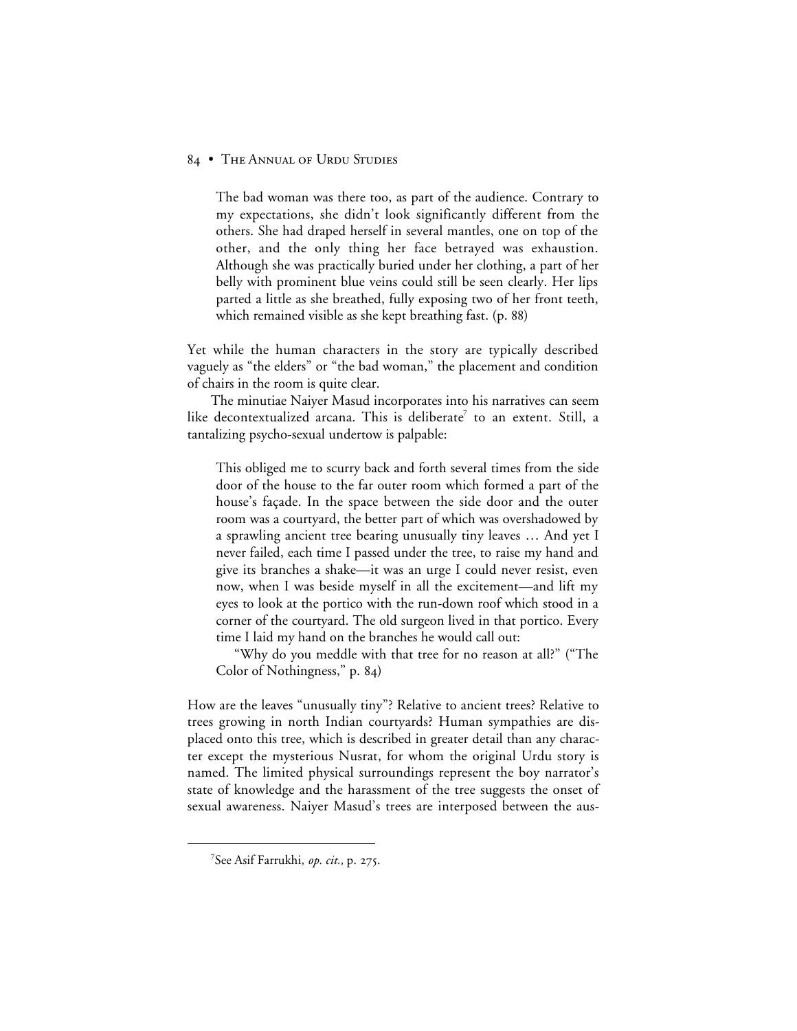> The bad woman was there too, as part of the audience. Contrary to my expectations, she didn't look significantly different from the others. She had draped herself in several mantles, one on top of the other, and the only thing her face betrayed was exhaustion. Although she was practically buried under her clothing, a part of her belly with prominent blue veins could still be seen clearly. Her lips parted a little as she breathed, fully exposing two of her front teeth, which remained visible as she kept breathing fast. (p. 88)

Yet while the human characters in the story are typically described vaguely as "the elders" or "the bad woman," the placement and condition of chairs in the room is quite clear.

The minutiae Naiyer Masud incorporates into his narratives can seem like decontextualized arcana. This is deliberate[7] to an extent. Still, a tantalizing psycho-sexual undertow is palpable:

> This obliged me to scurry back and forth several times from the side door of the house to the far outer room which formed a part of the house's façade. In the space between the side door and the outer room was a courtyard, the better part of which was overshadowed by a sprawling ancient tree bearing unusually tiny leaves … And yet I never failed, each time I passed under the tree, to raise my hand and give its branches a shake—it was an urge I could never resist, even now, when I was beside myself in all the excitement—and lift my eyes to look at the portico with the run-down roof which stood in a corner of the courtyard. The old surgeon lived in that portico. Every time I laid my hand on the branches he would call out:
>
> "Why do you meddle with that tree for no reason at all?" ("The Color of Nothingness," p. 84)

How are the leaves "unusually tiny"? Relative to ancient trees? Relative to trees growing in north Indian courtyards? Human sympathies are displaced onto this tree, which is described in greater detail than any character except the mysterious Nusrat, for whom the original Urdu story is named. The limited physical surroundings represent the boy narrator's state of knowledge and the harassment of the tree suggests the onset of sexual awareness. Naiyer Masud's trees are interposed between the aus-

[7] See Asif Farrukhi, *op. cit.,* p. 275.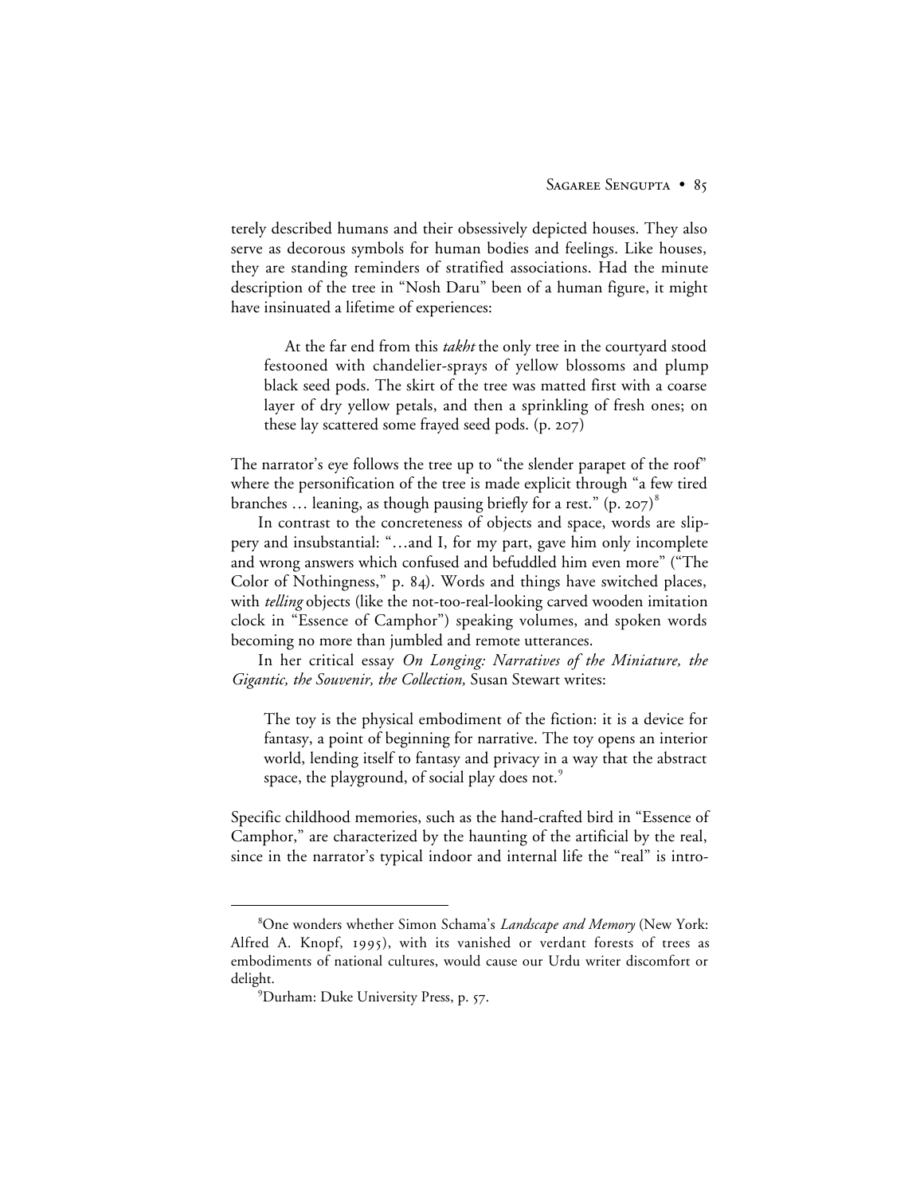terely described humans and their obsessively depicted houses. They also serve as decorous symbols for human bodies and feelings. Like houses, they are standing reminders of stratified associations. Had the minute description of the tree in "Nosh Daru" been of a human figure, it might have insinuated a lifetime of experiences:

> At the far end from this *takht* the only tree in the courtyard stood festooned with chandelier-sprays of yellow blossoms and plump black seed pods. The skirt of the tree was matted first with a coarse layer of dry yellow petals, and then a sprinkling of fresh ones; on these lay scattered some frayed seed pods. (p. 207)

The narrator's eye follows the tree up to "the slender parapet of the roof" where the personification of the tree is made explicit through "a few tired branches … leaning, as though pausing briefly for a rest." (p. 207)[8]

In contrast to the concreteness of objects and space, words are slippery and insubstantial: "…and I, for my part, gave him only incomplete and wrong answers which confused and befuddled him even more" ("The Color of Nothingness," p. 84). Words and things have switched places, with *telling* objects (like the not-too-real-looking carved wooden imitation clock in "Essence of Camphor") speaking volumes, and spoken words becoming no more than jumbled and remote utterances.

In her critical essay *On Longing: Narratives of the Miniature, the Gigantic, the Souvenir, the Collection,* Susan Stewart writes:

> The toy is the physical embodiment of the fiction: it is a device for fantasy, a point of beginning for narrative. The toy opens an interior world, lending itself to fantasy and privacy in a way that the abstract space, the playground, of social play does not.[9]

Specific childhood memories, such as the hand-crafted bird in "Essence of Camphor," are characterized by the haunting of the artificial by the real, since in the narrator's typical indoor and internal life the "real" is intro-

---

[8]One wonders whether Simon Schama's *Landscape and Memory* (New York: Alfred A. Knopf, 1995), with its vanished or verdant forests of trees as embodiments of national cultures, would cause our Urdu writer discomfort or delight.

[9]Durham: Duke University Press, p. 57.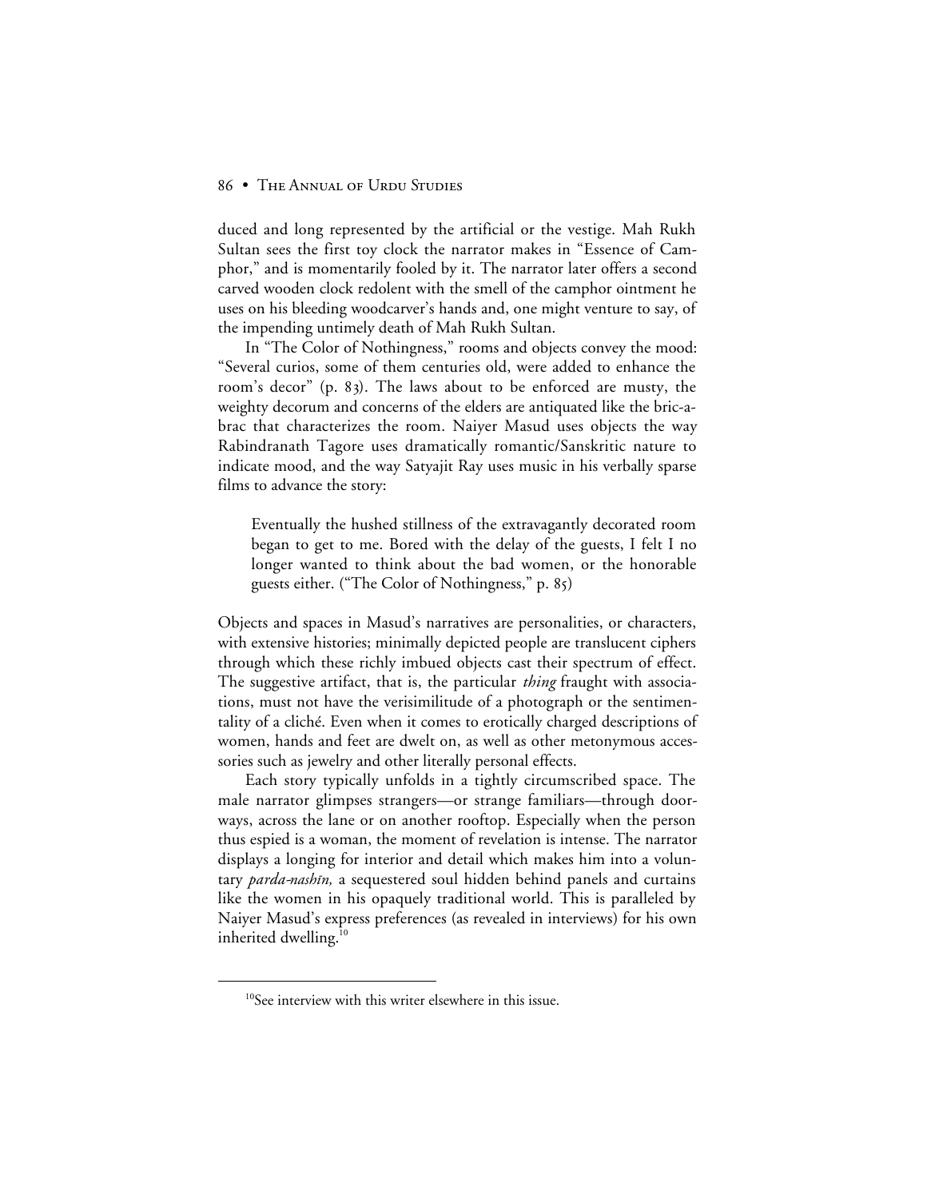duced and long represented by the artificial or the vestige. Mah Rukh Sultan sees the first toy clock the narrator makes in "Essence of Camphor," and is momentarily fooled by it. The narrator later offers a second carved wooden clock redolent with the smell of the camphor ointment he uses on his bleeding woodcarver's hands and, one might venture to say, of the impending untimely death of Mah Rukh Sultan.

In "The Color of Nothingness," rooms and objects convey the mood: "Several curios, some of them centuries old, were added to enhance the room's decor" (p. 83). The laws about to be enforced are musty, the weighty decorum and concerns of the elders are antiquated like the bric-a-brac that characterizes the room. Naiyer Masud uses objects the way Rabindranath Tagore uses dramatically romantic/Sanskritic nature to indicate mood, and the way Satyajit Ray uses music in his verbally sparse films to advance the story:

> Eventually the hushed stillness of the extravagantly decorated room began to get to me. Bored with the delay of the guests, I felt I no longer wanted to think about the bad women, or the honorable guests either. ("The Color of Nothingness," p. 85)

Objects and spaces in Masud's narratives are personalities, or characters, with extensive histories; minimally depicted people are translucent ciphers through which these richly imbued objects cast their spectrum of effect. The suggestive artifact, that is, the particular *thing* fraught with associations, must not have the verisimilitude of a photograph or the sentimentality of a cliché. Even when it comes to erotically charged descriptions of women, hands and feet are dwelt on, as well as other metonymous accessories such as jewelry and other literally personal effects.

Each story typically unfolds in a tightly circumscribed space. The male narrator glimpses strangers—or strange familiars—through doorways, across the lane or on another rooftop. Especially when the person thus espied is a woman, the moment of revelation is intense. The narrator displays a longing for interior and detail which makes him into a voluntary *parda-nashīn,* a sequestered soul hidden behind panels and curtains like the women in his opaquely traditional world. This is paralleled by Naiyer Masud's express preferences (as revealed in interviews) for his own inherited dwelling.[10]

---

[10]See interview with this writer elsewhere in this issue.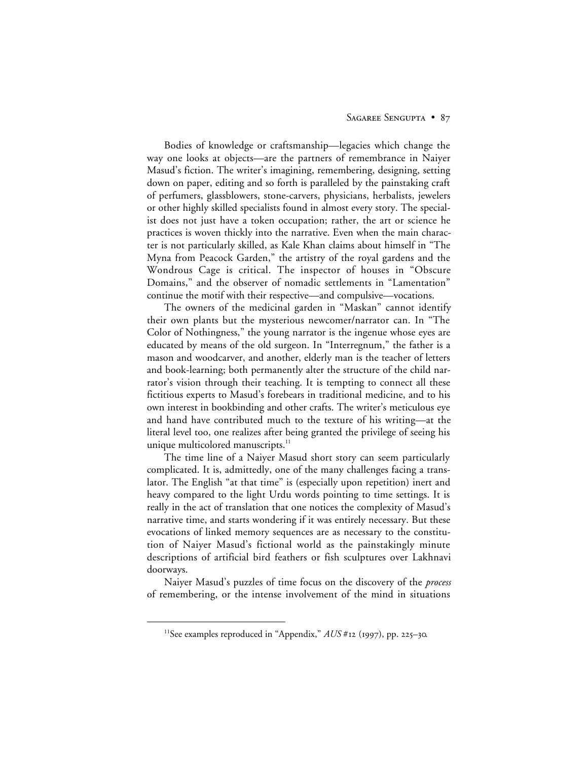Bodies of knowledge or craftsmanship—legacies which change the way one looks at objects—are the partners of remembrance in Naiyer Masud's fiction. The writer's imagining, remembering, designing, setting down on paper, editing and so forth is paralleled by the painstaking craft of perfumers, glassblowers, stone-carvers, physicians, herbalists, jewelers or other highly skilled specialists found in almost every story. The specialist does not just have a token occupation; rather, the art or science he practices is woven thickly into the narrative. Even when the main character is not particularly skilled, as Kale Khan claims about himself in "The Myna from Peacock Garden," the artistry of the royal gardens and the Wondrous Cage is critical. The inspector of houses in "Obscure Domains," and the observer of nomadic settlements in "Lamentation" continue the motif with their respective—and compulsive—vocations.

The owners of the medicinal garden in "Maskan" cannot identify their own plants but the mysterious newcomer/narrator can. In "The Color of Nothingness," the young narrator is the ingenue whose eyes are educated by means of the old surgeon. In "Interregnum," the father is a mason and woodcarver, and another, elderly man is the teacher of letters and book-learning; both permanently alter the structure of the child narrator's vision through their teaching. It is tempting to connect all these fictitious experts to Masud's forebears in traditional medicine, and to his own interest in bookbinding and other crafts. The writer's meticulous eye and hand have contributed much to the texture of his writing—at the literal level too, one realizes after being granted the privilege of seeing his unique multicolored manuscripts.[11]

The time line of a Naiyer Masud short story can seem particularly complicated. It is, admittedly, one of the many challenges facing a translator. The English "at that time" is (especially upon repetition) inert and heavy compared to the light Urdu words pointing to time settings. It is really in the act of translation that one notices the complexity of Masud's narrative time, and starts wondering if it was entirely necessary. But these evocations of linked memory sequences are as necessary to the constitution of Naiyer Masud's fictional world as the painstakingly minute descriptions of artificial bird feathers or fish sculptures over Lakhnavi doorways.

Naiyer Masud's puzzles of time focus on the discovery of the *process* of remembering, or the intense involvement of the mind in situations

[11] See examples reproduced in "Appendix," *AUS* #12 (1997), pp. 225–30.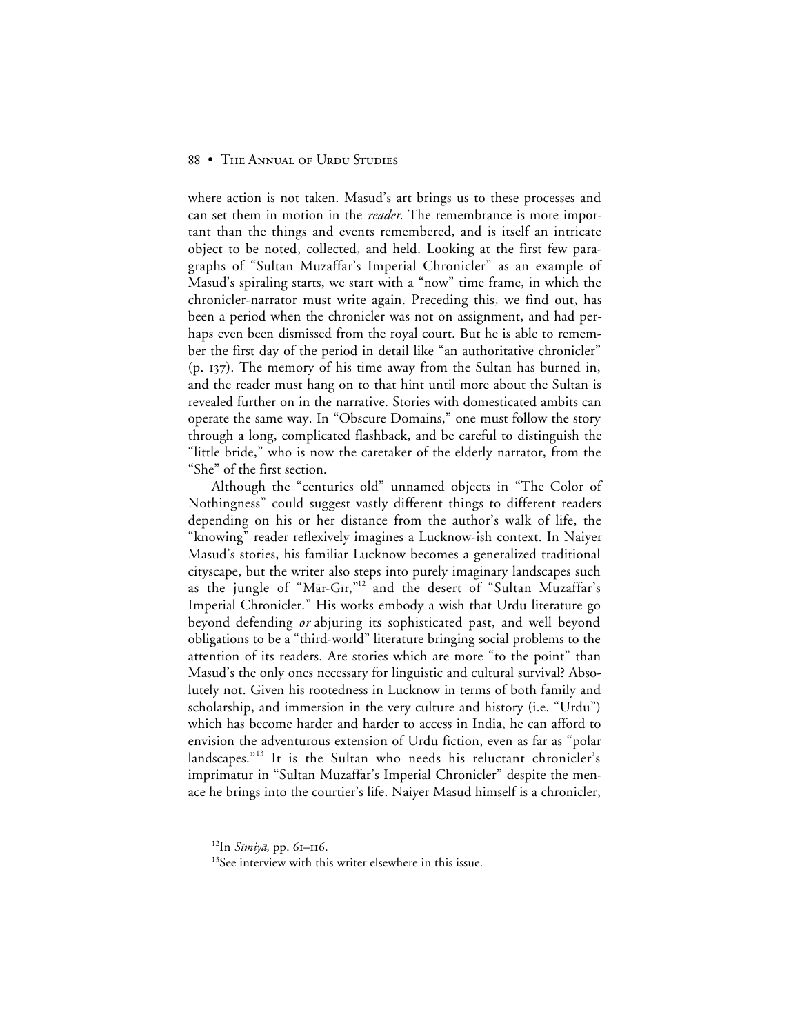where action is not taken. Masud's art brings us to these processes and can set them in motion in the *reader*. The remembrance is more important than the things and events remembered, and is itself an intricate object to be noted, collected, and held. Looking at the first few paragraphs of "Sultan Muzaffar's Imperial Chronicler" as an example of Masud's spiraling starts, we start with a "now" time frame, in which the chronicler-narrator must write again. Preceding this, we find out, has been a period when the chronicler was not on assignment, and had perhaps even been dismissed from the royal court. But he is able to remember the first day of the period in detail like "an authoritative chronicler" (p. 137). The memory of his time away from the Sultan has burned in, and the reader must hang on to that hint until more about the Sultan is revealed further on in the narrative. Stories with domesticated ambits can operate the same way. In "Obscure Domains," one must follow the story through a long, complicated flashback, and be careful to distinguish the "little bride," who is now the caretaker of the elderly narrator, from the "She" of the first section.

Although the "centuries old" unnamed objects in "The Color of Nothingness" could suggest vastly different things to different readers depending on his or her distance from the author's walk of life, the "knowing" reader reflexively imagines a Lucknow-ish context. In Naiyer Masud's stories, his familiar Lucknow becomes a generalized traditional cityscape, but the writer also steps into purely imaginary landscapes such as the jungle of "Mār-Gīr,"[12] and the desert of "Sultan Muzaffar's Imperial Chronicler." His works embody a wish that Urdu literature go beyond defending *or* abjuring its sophisticated past, and well beyond obligations to be a "third-world" literature bringing social problems to the attention of its readers. Are stories which are more "to the point" than Masud's the only ones necessary for linguistic and cultural survival? Absolutely not. Given his rootedness in Lucknow in terms of both family and scholarship, and immersion in the very culture and history (i.e. "Urdu") which has become harder and harder to access in India, he can afford to envision the adventurous extension of Urdu fiction, even as far as "polar landscapes."[13] It is the Sultan who needs his reluctant chronicler's imprimatur in "Sultan Muzaffar's Imperial Chronicler" despite the menace he brings into the courtier's life. Naiyer Masud himself is a chronicler,

---

[12]In *Sīmiyā,* pp. 61–116.

[13]See interview with this writer elsewhere in this issue.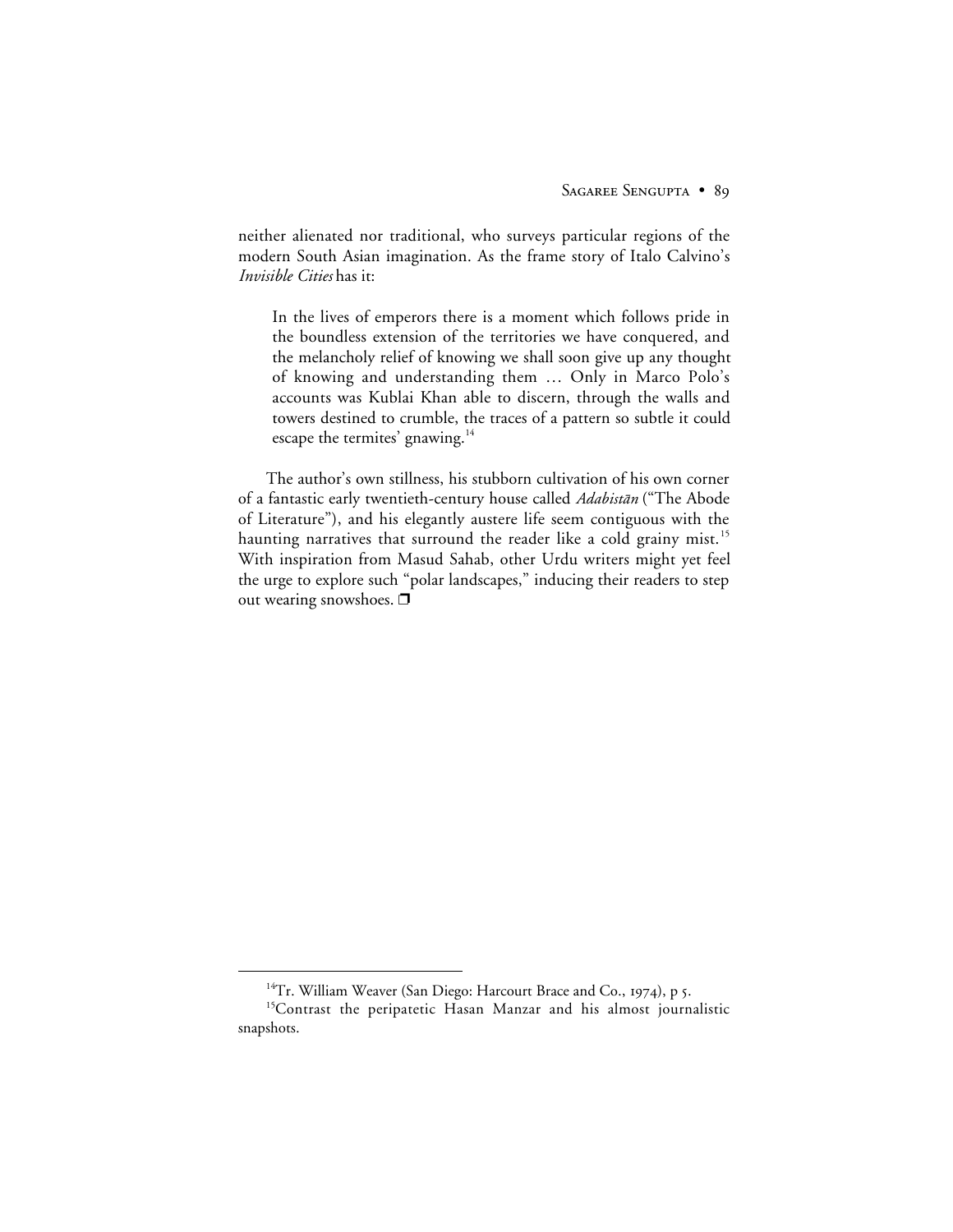neither alienated nor traditional, who surveys particular regions of the modern South Asian imagination. As the frame story of Italo Calvino's *Invisible Cities* has it:

> In the lives of emperors there is a moment which follows pride in the boundless extension of the territories we have conquered, and the melancholy relief of knowing we shall soon give up any thought of knowing and understanding them … Only in Marco Polo's accounts was Kublai Khan able to discern, through the walls and towers destined to crumble, the traces of a pattern so subtle it could escape the termites' gnawing.[14]

The author's own stillness, his stubborn cultivation of his own corner of a fantastic early twentieth-century house called *Adabistān* ("The Abode of Literature"), and his elegantly austere life seem contiguous with the haunting narratives that surround the reader like a cold grainy mist.[15] With inspiration from Masud Sahab, other Urdu writers might yet feel the urge to explore such "polar landscapes," inducing their readers to step out wearing snowshoes. ❐

---

[14] Tr. William Weaver (San Diego: Harcourt Brace and Co., 1974), p 5.

[15] Contrast the peripatetic Hasan Manzar and his almost journalistic snapshots.